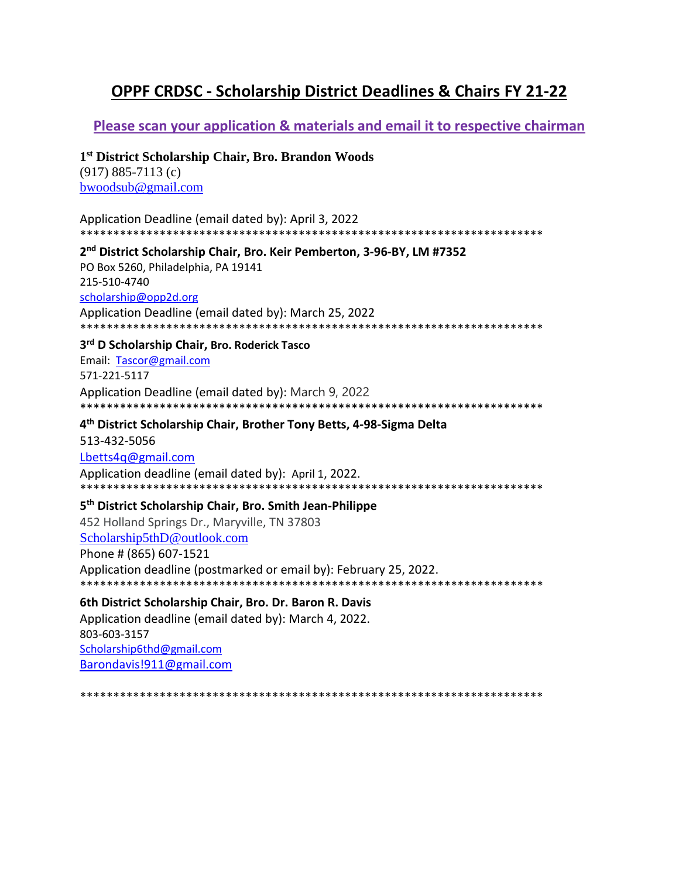# OPPF CRDSC - Scholarship District Deadlines & Chairs FY 21-22

## Please scan your application & materials and email it to respective chairman

**1st District Scholarship Chair, Bro. Brandon Woods**
(917) 885-7113 (c)
bwoodsub@gmail.com

Application Deadline (email dated by): April 3, 2022
**********************************************************************

**2nd District Scholarship Chair, Bro. Keir Pemberton, 3-96-BY, LM #7352**
PO Box 5260, Philadelphia, PA 19141
215-510-4740
scholarship@opp2d.org
Application Deadline (email dated by): March 25, 2022
**********************************************************************

**3rd D Scholarship Chair, Bro. Roderick Tasco**
Email: Tascor@gmail.com
571-221-5117
Application Deadline (email dated by): March 9, 2022
**********************************************************************

**4th District Scholarship Chair, Brother Tony Betts, 4-98-Sigma Delta**
513-432-5056
Lbetts4q@gmail.com
Application deadline (email dated by): April 1, 2022.
**********************************************************************

**5th District Scholarship Chair, Bro. Smith Jean-Philippe**
452 Holland Springs Dr., Maryville, TN 37803
Scholarship5thD@outlook.com
Phone # (865) 607-1521
Application deadline (postmarked or email by): February 25, 2022.
**********************************************************************

**6th District Scholarship Chair, Bro. Dr. Baron R. Davis**
Application deadline (email dated by): March 4, 2022.
803-603-3157
Scholarship6thd@gmail.com
Barondavis!911@gmail.com

**********************************************************************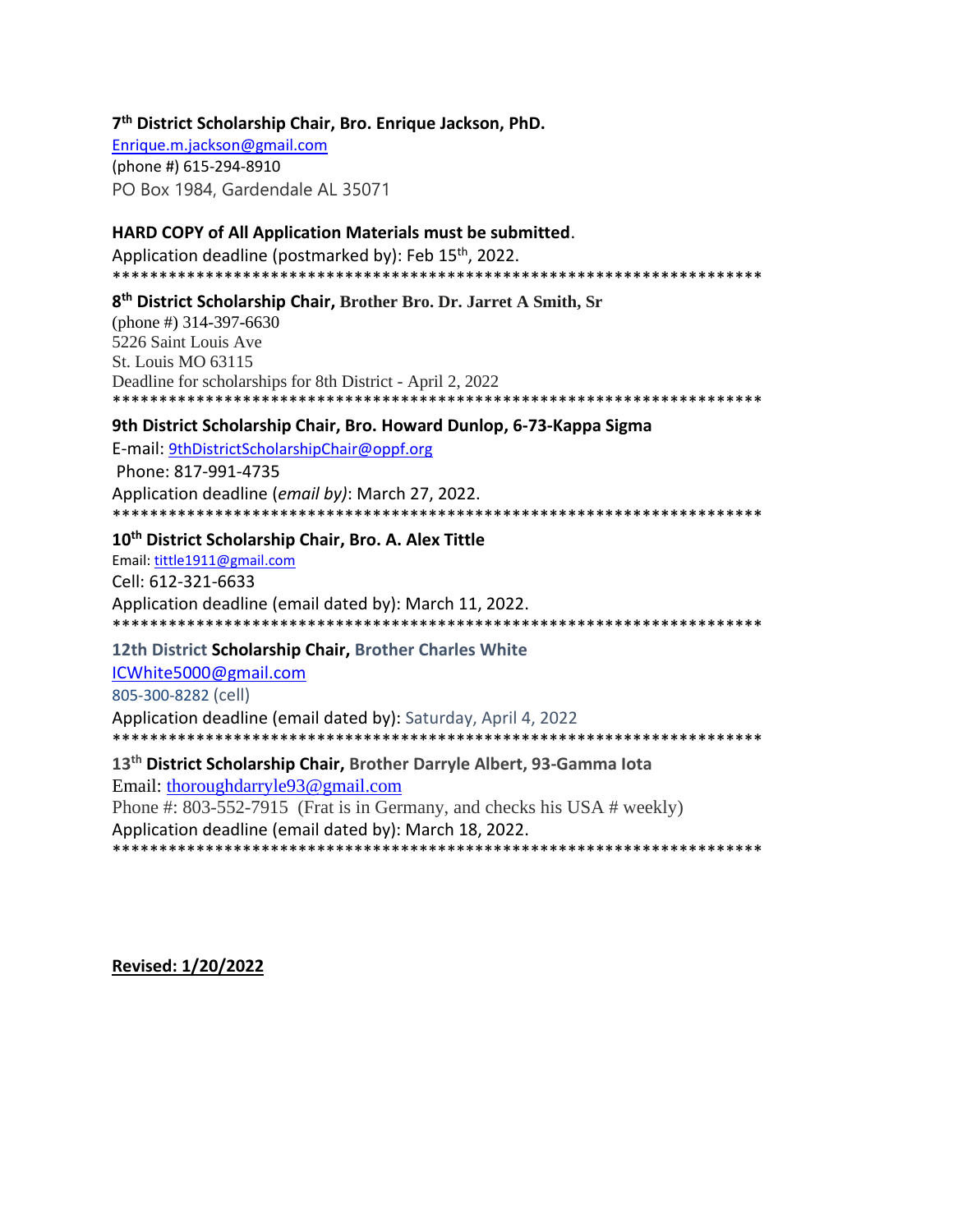**7th District Scholarship Chair, Bro. Enrique Jackson, PhD.**

Enrique.m.jackson@gmail.com

(phone #) 615-294-8910

PO Box 1984, Gardendale AL 35071

**HARD COPY of All Application Materials must be submitted**.

Application deadline (postmarked by): Feb 15th, 2022.

\*\*\*\*\*\*\*\*\*\*\*\*\*\*\*\*\*\*\*\*\*\*\*\*\*\*\*\*\*\*\*\*\*\*\*\*\*\*\*\*\*\*\*\*\*\*\*\*\*\*\*\*\*\*\*\*\*\*\*\*\*\*\*\*\*\*\*\*\*\*\*\*

**8th District Scholarship Chair, Brother Bro. Dr. Jarret A Smith, Sr**

(phone #) 314-397-6630

5226 Saint Louis Ave

St. Louis MO 63115

Deadline for scholarships for 8th District - April 2, 2022

\*\*\*\*\*\*\*\*\*\*\*\*\*\*\*\*\*\*\*\*\*\*\*\*\*\*\*\*\*\*\*\*\*\*\*\*\*\*\*\*\*\*\*\*\*\*\*\*\*\*\*\*\*\*\*\*\*\*\*\*\*\*\*\*\*\*\*\*\*\*\*\*

**9th District Scholarship Chair, Bro. Howard Dunlop, 6-73-Kappa Sigma**

E-mail: 9thDistrictScholarshipChair@oppf.org

Phone: 817-991-4735

Application deadline (*email by)*: March 27, 2022.

\*\*\*\*\*\*\*\*\*\*\*\*\*\*\*\*\*\*\*\*\*\*\*\*\*\*\*\*\*\*\*\*\*\*\*\*\*\*\*\*\*\*\*\*\*\*\*\*\*\*\*\*\*\*\*\*\*\*\*\*\*\*\*\*\*\*\*\*\*\*\*\*

**10th District Scholarship Chair, Bro. A. Alex Tittle**

Email: tittle1911@gmail.com

Cell: 612-321-6633

Application deadline (email dated by): March 11, 2022.

\*\*\*\*\*\*\*\*\*\*\*\*\*\*\*\*\*\*\*\*\*\*\*\*\*\*\*\*\*\*\*\*\*\*\*\*\*\*\*\*\*\*\*\*\*\*\*\*\*\*\*\*\*\*\*\*\*\*\*\*\*\*\*\*\*\*\*\*\*\*\*\*

**12th District Scholarship Chair, Brother Charles White**

ICWhite5000@gmail.com

805-300-8282 (cell)

Application deadline (email dated by): Saturday, April 4, 2022

\*\*\*\*\*\*\*\*\*\*\*\*\*\*\*\*\*\*\*\*\*\*\*\*\*\*\*\*\*\*\*\*\*\*\*\*\*\*\*\*\*\*\*\*\*\*\*\*\*\*\*\*\*\*\*\*\*\*\*\*\*\*\*\*\*\*\*\*\*\*\*\*

**13th District Scholarship Chair, Brother Darryle Albert, 93-Gamma Iota**

Email: thoroughdarryle93@gmail.com

Phone #: 803-552-7915 (Frat is in Germany, and checks his USA # weekly)

Application deadline (email dated by): March 18, 2022.

\*\*\*\*\*\*\*\*\*\*\*\*\*\*\*\*\*\*\*\*\*\*\*\*\*\*\*\*\*\*\*\*\*\*\*\*\*\*\*\*\*\*\*\*\*\*\*\*\*\*\*\*\*\*\*\*\*\*\*\*\*\*\*\*\*\*\*\*\*\*\*\*

**Revised: 1/20/2022**